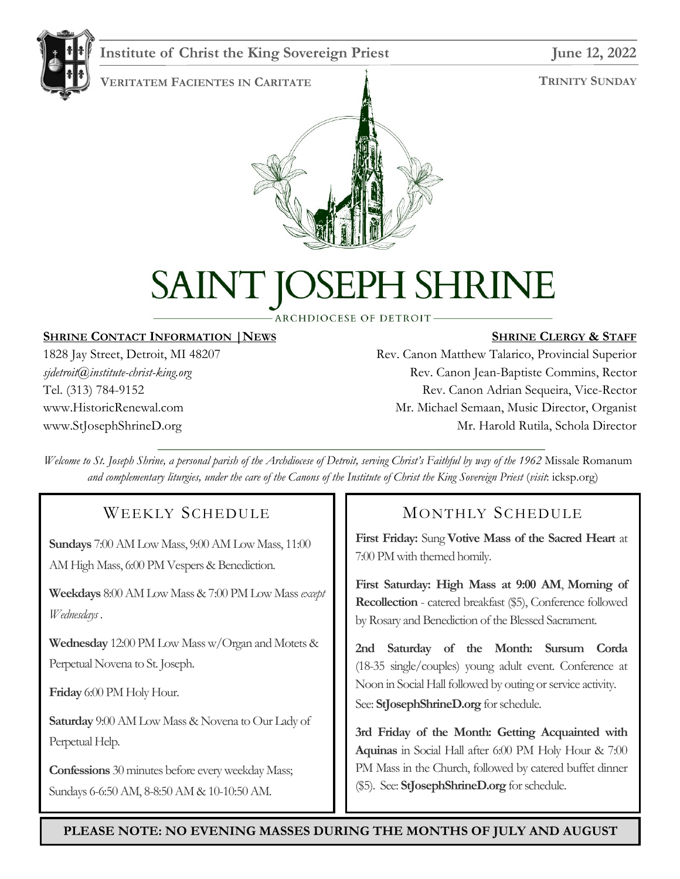**Institute of Christ the King Sovereign Priest** **June 12, 2022**

**VERITATEM FACIENTES IN CARITATE** **TRINITY SUNDAY**

# SAINT JOSEPH SHRINE

ARCHDIOCESE OF DETROIT

**SHRINE CONTACT INFORMATION | NEWS**

1828 Jay Street, Detroit, MI 48207
*sjdetroit@institute-christ-king.org*
Tel. (313) 784-9152
www.HistoricRenewal.com
www.StJosephShrineD.org

**SHRINE CLERGY & STAFF**

Rev. Canon Matthew Talarico, Provincial Superior
Rev. Canon Jean-Baptiste Commins, Rector
Rev. Canon Adrian Sequeira, Vice-Rector
Mr. Michael Semaan, Music Director, Organist
Mr. Harold Rutila, Schola Director

*Welcome to St. Joseph Shrine, a personal parish of the Archdiocese of Detroit, serving Christ's Faithful by way of the 1962* Missale Romanum *and complementary liturgies, under the care of the Canons of the Institute of Christ the King Sovereign Priest* (*visit*: icksp.org)

## WEEKLY SCHEDULE

**Sundays** 7:00 AM Low Mass, 9:00 AM Low Mass, 11:00 AM High Mass, 6:00 PM Vespers & Benediction.

**Weekdays** 8:00 AM Low Mass & 7:00 PM Low Mass *except Wednesdays*.

**Wednesday** 12:00 PM Low Mass w/Organ and Motets & Perpetual Novena to St. Joseph.

**Friday** 6:00 PM Holy Hour.

**Saturday** 9:00 AM Low Mass & Novena to Our Lady of Perpetual Help.

**Confessions** 30 minutes before every weekday Mass; Sundays 6-6:50 AM, 8-8:50 AM & 10-10:50 AM.

## MONTHLY SCHEDULE

**First Friday:** Sung **Votive Mass of the Sacred Heart** at 7:00 PM with themed homily.

**First Saturday: High Mass at 9:00 AM**, **Morning of Recollection** - catered breakfast ($5), Conference followed by Rosary and Benediction of the Blessed Sacrament.

**2nd Saturday of the Month: Sursum Corda** (18-35 single/couples) young adult event. Conference at Noon in Social Hall followed by outing or service activity. See: **StJosephShrineD.org** for schedule.

**3rd Friday of the Month: Getting Acquainted with Aquinas** in Social Hall after 6:00 PM Holy Hour & 7:00 PM Mass in the Church, followed by catered buffet dinner ($5). See: **StJosephShrineD.org** for schedule.

**PLEASE NOTE: NO EVENING MASSES DURING THE MONTHS OF JULY AND AUGUST**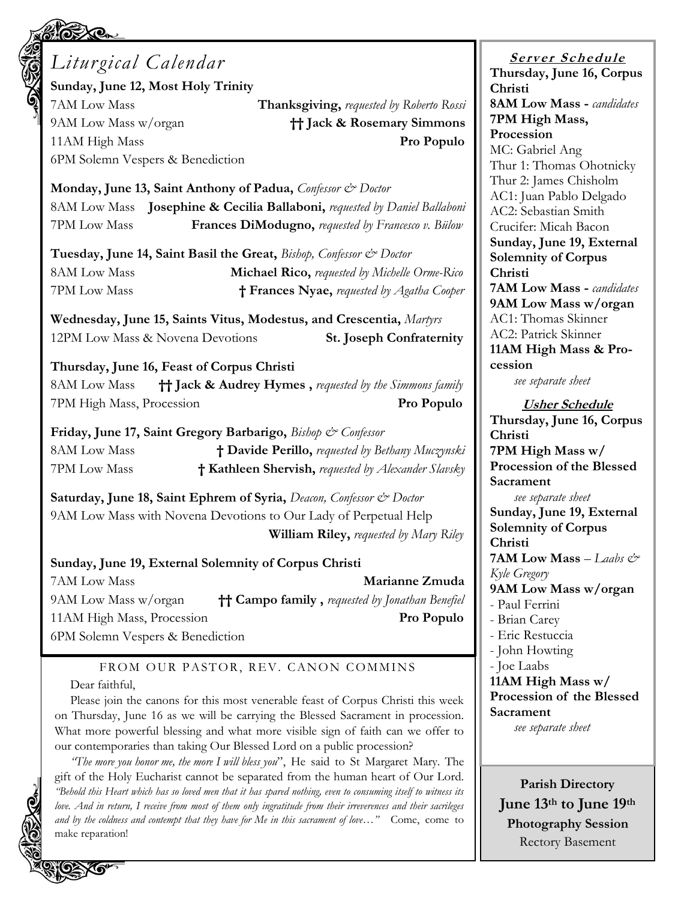# *Liturgical Calendar*

**Sunday, June 12, Most Holy Trinity**

7AM Low Mass — **Thanksgiving,** *requested by Roberto Rossi*

9AM Low Mass w/organ — **†† Jack & Rosemary Simmons**

11AM High Mass — **Pro Populo**

6PM Solemn Vespers & Benediction

**Monday, June 13, Saint Anthony of Padua,** *Confessor & Doctor*

8AM Low Mass — **Josephine & Cecilia Ballaboni,** *requested by Daniel Ballaboni*

7PM Low Mass — **Frances DiModugno,** *requested by Francesco v. Bülow*

**Tuesday, June 14, Saint Basil the Great,** *Bishop, Confessor & Doctor*

8AM Low Mass — **Michael Rico,** *requested by Michelle Orme-Rico*

7PM Low Mass — **† Frances Nyae,** *requested by Agatha Cooper*

**Wednesday, June 15, Saints Vitus, Modestus, and Crescentia,** *Martyrs*

12PM Low Mass & Novena Devotions — **St. Joseph Confraternity**

**Thursday, June 16, Feast of Corpus Christi**

8AM Low Mass — **†† Jack & Audrey Hymes ,** *requested by the Simmons family*

7PM High Mass, Procession — **Pro Populo**

**Friday, June 17, Saint Gregory Barbarigo,** *Bishop & Confessor*

8AM Low Mass — **† Davide Perillo,** *requested by Bethany Muczynski*

7PM Low Mass — **† Kathleen Shervish,** *requested by Alexander Slavsky*

**Saturday, June 18, Saint Ephrem of Syria,** *Deacon, Confessor & Doctor*

9AM Low Mass with Novena Devotions to Our Lady of Perpetual Help — **William Riley,** *requested by Mary Riley*

**Sunday, June 19, External Solemnity of Corpus Christi**

7AM Low Mass — **Marianne Zmuda**

9AM Low Mass w/organ — **†† Campo family ,** *requested by Jonathan Benefiel*

11AM High Mass, Procession — **Pro Populo**

6PM Solemn Vespers & Benediction

## FROM OUR PASTOR, REV. CANON COMMINS

Dear faithful,

Please join the canons for this most venerable feast of Corpus Christi this week on Thursday, June 16 as we will be carrying the Blessed Sacrament in procession. What more powerful blessing and what more visible sign of faith can we offer to our contemporaries than taking Our Blessed Lord on a public procession?

*"The more you honor me, the more I will bless you*", He said to St Margaret Mary. The gift of the Holy Eucharist cannot be separated from the human heart of Our Lord. *"Behold this Heart which has so loved men that it has spared nothing, even to consuming itself to witness its love. And in return, I receive from most of them only ingratitude from their irreverences and their sacrileges and by the coldness and contempt that they have for Me in this sacrament of love…"* Come, come to make reparation!

## ***Server Schedule***

**Thursday, June 16, Corpus Christi**

**8AM Low Mass -** *candidates*

**7PM High Mass, Procession**

MC: Gabriel Ang
Thur 1: Thomas Ohotnicky
Thur 2: James Chisholm
AC1: Juan Pablo Delgado
AC2: Sebastian Smith
Crucifer: Micah Bacon

**Sunday, June 19, External Solemnity of Corpus Christi**

**7AM Low Mass -** *candidates*

**9AM Low Mass w/organ**

AC1: Thomas Skinner
AC2: Patrick Skinner

**11AM High Mass & Procession**

*see separate sheet*

## ***Usher Schedule***

**Thursday, June 16, Corpus Christi**

**7PM High Mass w/ Procession of the Blessed Sacrament**

*see separate sheet*

**Sunday, June 19, External Solemnity of Corpus Christi**

**7AM Low Mass** – *Laabs & Kyle Gregory*

**9AM Low Mass w/organ**

- Paul Ferrini
- Brian Carey
- Eric Restuccia
- John Howting
- Joe Laabs

**11AM High Mass w/ Procession of the Blessed Sacrament**

*see separate sheet*

**Parish Directory**

**June 13th to June 19th**

**Photography Session**

Rectory Basement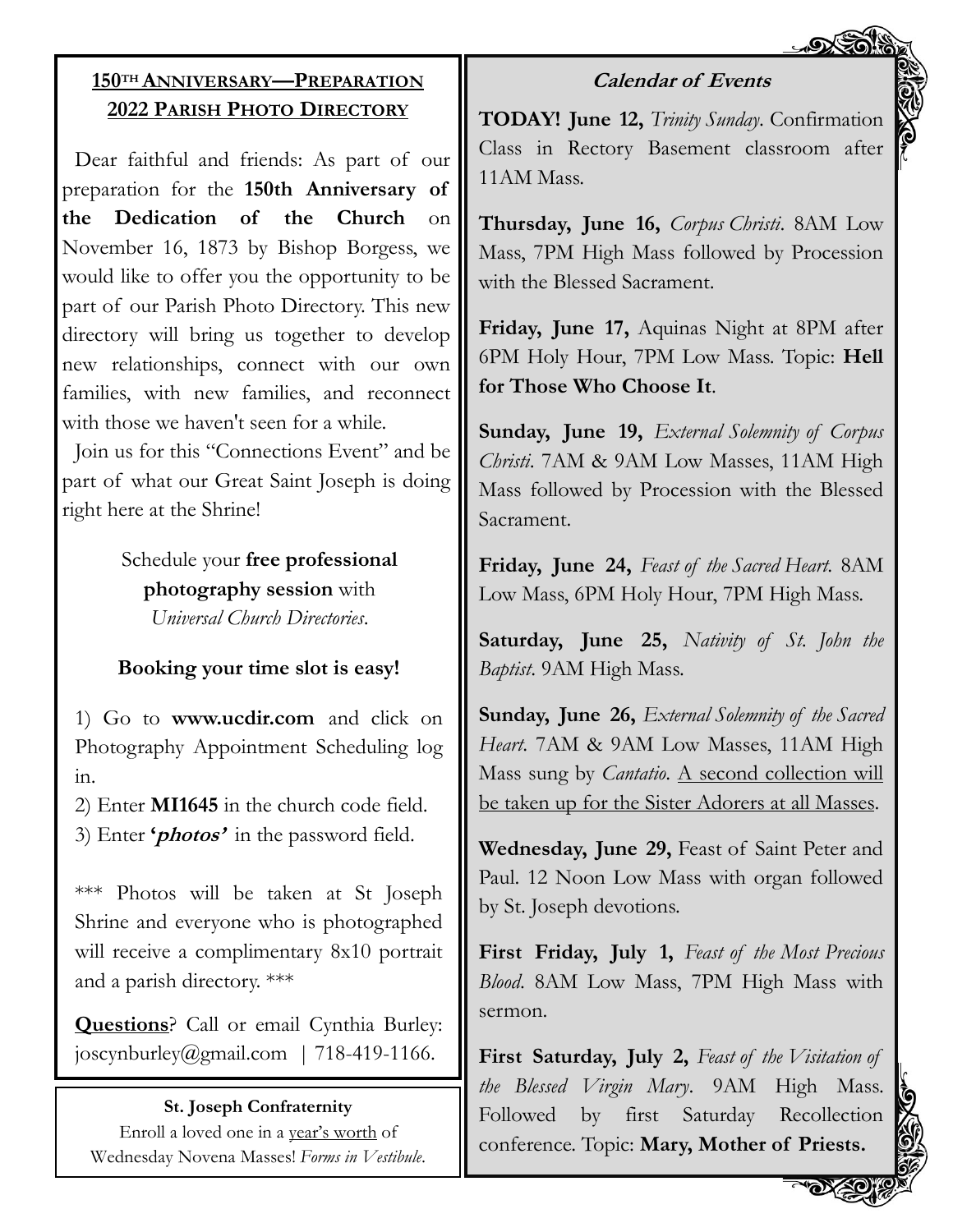## 150TH ANNIVERSARY—PREPARATION
## 2022 PARISH PHOTO DIRECTORY

Dear faithful and friends: As part of our preparation for the **150th Anniversary of the Dedication of the Church** on November 16, 1873 by Bishop Borgess, we would like to offer you the opportunity to be part of our Parish Photo Directory. This new directory will bring us together to develop new relationships, connect with our own families, with new families, and reconnect with those we haven't seen for a while.

Join us for this "Connections Event" and be part of what our Great Saint Joseph is doing right here at the Shrine!

Schedule your **free professional photography session** with *Universal Church Directories*.

**Booking your time slot is easy!**

1) Go to **www.ucdir.com** and click on Photography Appointment Scheduling log in.
2) Enter **MI1645** in the church code field.
3) Enter **'*photos*'** in the password field.

*** Photos will be taken at St Joseph Shrine and everyone who is photographed will receive a complimentary 8x10 portrait and a parish directory. ***

**Questions**? Call or email Cynthia Burley: joscynburley@gmail.com | 718-419-1166.

**St. Joseph Confraternity**

Enroll a loved one in a year's worth of Wednesday Novena Masses! *Forms in Vestibule*.

### Calendar of Events

**TODAY! June 12,** *Trinity Sunday*. Confirmation Class in Rectory Basement classroom after 11AM Mass.

**Thursday, June 16,** *Corpus Christi*. 8AM Low Mass, 7PM High Mass followed by Procession with the Blessed Sacrament.

**Friday, June 17,** Aquinas Night at 8PM after 6PM Holy Hour, 7PM Low Mass. Topic: **Hell for Those Who Choose It**.

**Sunday, June 19,** *External Solemnity of Corpus Christi*. 7AM & 9AM Low Masses, 11AM High Mass followed by Procession with the Blessed Sacrament.

**Friday, June 24,** *Feast of the Sacred Heart.* 8AM Low Mass, 6PM Holy Hour, 7PM High Mass.

**Saturday, June 25,** *Nativity of St. John the Baptist*. 9AM High Mass.

**Sunday, June 26,** *External Solemnity of the Sacred Heart*. 7AM & 9AM Low Masses, 11AM High Mass sung by *Cantatio*. A second collection will be taken up for the Sister Adorers at all Masses.

**Wednesday, June 29,** Feast of Saint Peter and Paul. 12 Noon Low Mass with organ followed by St. Joseph devotions.

**First Friday, July 1,** *Feast of the Most Precious Blood*. 8AM Low Mass, 7PM High Mass with sermon.

**First Saturday, July 2,** *Feast of the Visitation of the Blessed Virgin Mary*. 9AM High Mass. Followed by first Saturday Recollection conference. Topic: **Mary, Mother of Priests.**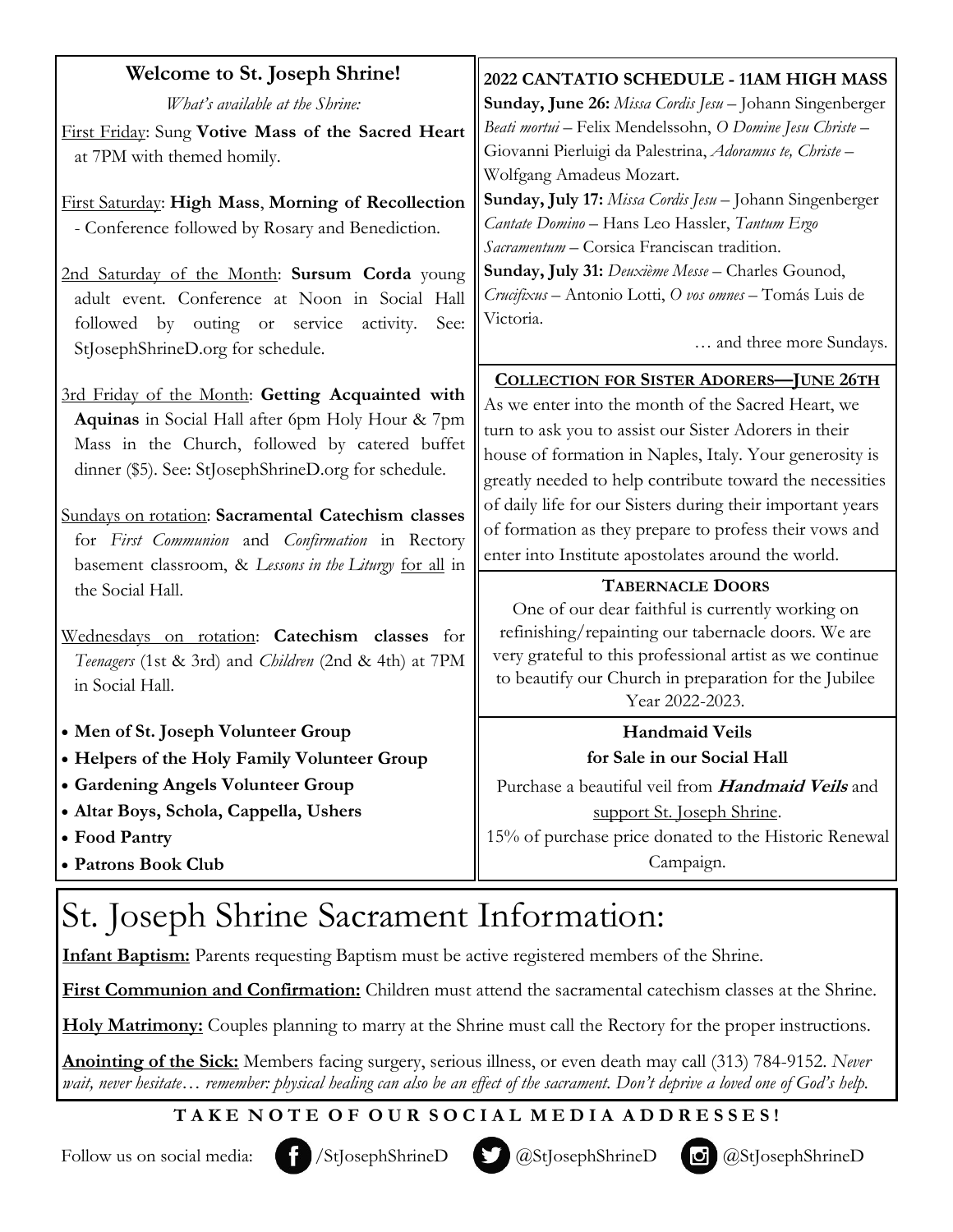## Welcome to St. Joseph Shrine!

*What's available at the Shrine:*

First Friday: Sung **Votive Mass of the Sacred Heart** at 7PM with themed homily.

First Saturday: **High Mass**, **Morning of Recollection** - Conference followed by Rosary and Benediction.

2nd Saturday of the Month: **Sursum Corda** young adult event. Conference at Noon in Social Hall followed by outing or service activity. See: StJosephShrineD.org for schedule.

3rd Friday of the Month: **Getting Acquainted with Aquinas** in Social Hall after 6pm Holy Hour & 7pm Mass in the Church, followed by catered buffet dinner ($5). See: StJosephShrineD.org for schedule.

Sundays on rotation: **Sacramental Catechism classes** for *First Communion* and *Confirmation* in Rectory basement classroom, & *Lessons in the Liturgy* for all in the Social Hall.

Wednesdays on rotation: **Catechism classes** for *Teenagers* (1st & 3rd) and *Children* (2nd & 4th) at 7PM in Social Hall.

- **Men of St. Joseph Volunteer Group**
- **Helpers of the Holy Family Volunteer Group**
- **Gardening Angels Volunteer Group**
- **Altar Boys, Schola, Cappella, Ushers**
- **Food Pantry**
- **Patrons Book Club**

## 2022 CANTATIO SCHEDULE - 11AM HIGH MASS

**Sunday, June 26:** *Missa Cordis Jesu* – Johann Singenberger *Beati mortui* – Felix Mendelssohn, *O Domine Jesu Christe* – Giovanni Pierluigi da Palestrina, *Adoramus te, Christe* – Wolfgang Amadeus Mozart.

**Sunday, July 17:** *Missa Cordis Jesu* – Johann Singenberger *Cantate Domino* – Hans Leo Hassler, *Tantum Ergo Sacramentum* – Corsica Franciscan tradition.

**Sunday, July 31:** *Deuxième Messe* – Charles Gounod, *Crucifixus* – Antonio Lotti, *O vos omnes* – Tomás Luis de Victoria.

… and three more Sundays.

## COLLECTION FOR SISTER ADORERS—JUNE 26TH

As we enter into the month of the Sacred Heart, we turn to ask you to assist our Sister Adorers in their house of formation in Naples, Italy. Your generosity is greatly needed to help contribute toward the necessities of daily life for our Sisters during their important years of formation as they prepare to profess their vows and enter into Institute apostolates around the world.

## TABERNACLE DOORS

One of our dear faithful is currently working on refinishing/repainting our tabernacle doors. We are very grateful to this professional artist as we continue to beautify our Church in preparation for the Jubilee Year 2022-2023.

## Handmaid Veils for Sale in our Social Hall

Purchase a beautiful veil from ***Handmaid Veils*** and support St. Joseph Shrine.

15% of purchase price donated to the Historic Renewal Campaign.

# St. Joseph Shrine Sacrament Information:

**Infant Baptism:** Parents requesting Baptism must be active registered members of the Shrine.

**First Communion and Confirmation:** Children must attend the sacramental catechism classes at the Shrine.

**Holy Matrimony:** Couples planning to marry at the Shrine must call the Rectory for the proper instructions.

**Anointing of the Sick:** Members facing surgery, serious illness, or even death may call (313) 784-9152. *Never wait, never hesitate… remember: physical healing can also be an effect of the sacrament. Don't deprive a loved one of God's help.*

**TAKE NOTE OF OUR SOCIAL MEDIA ADDRESSES!**

Follow us on social media: /StJosephShrineD @StJosephShrineD @StJosephShrineD